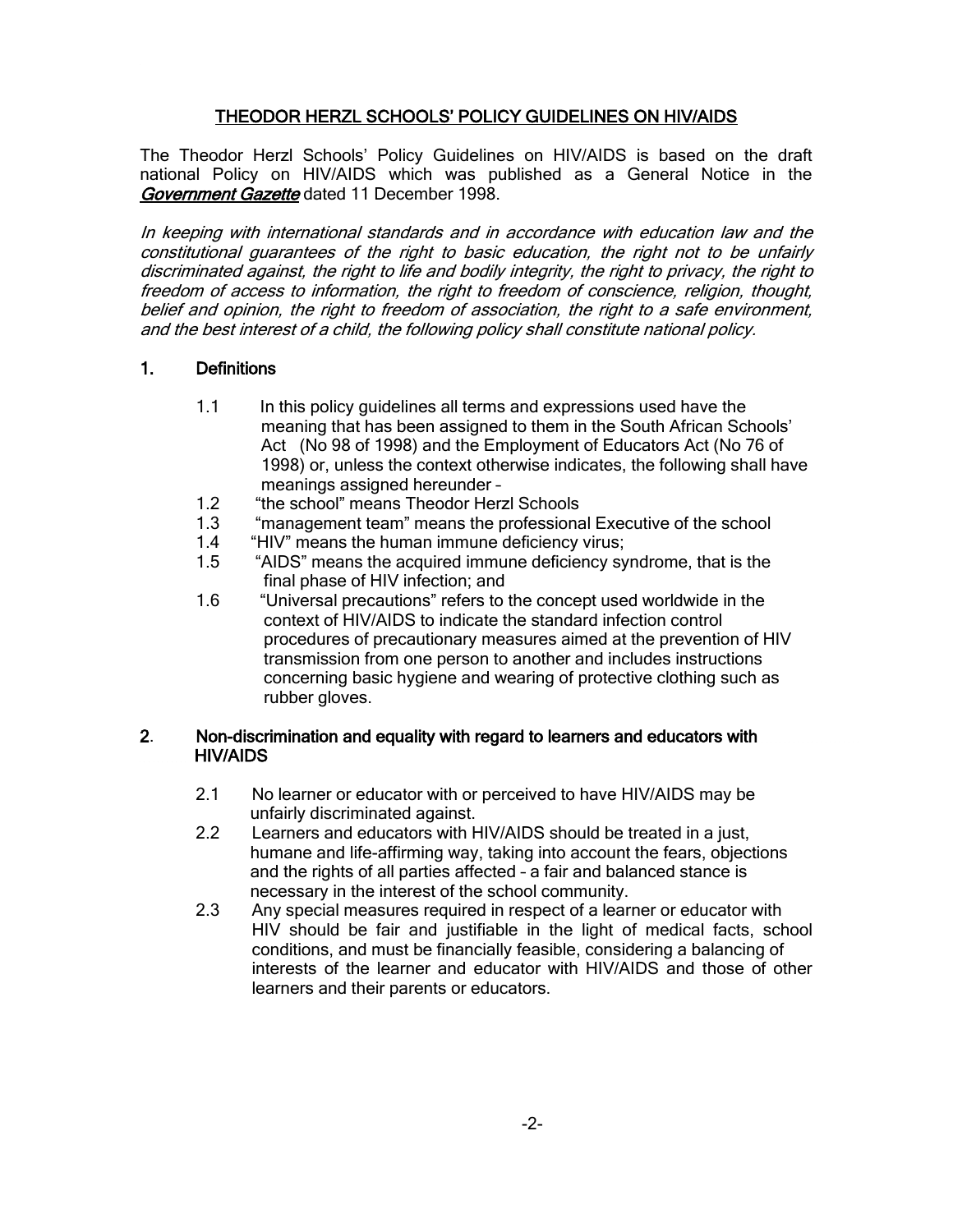# THEODOR HERZL SCHOOLS' POLICY GUIDELINES ON HIV/AIDS

The Theodor Herzl Schools' Policy Guidelines on HIV/AIDS is based on the draft national Policy on HIV/AIDS which was published as a General Notice in the ***Government Gazette*** dated 11 December 1998.

*In keeping with international standards and in accordance with education law and the constitutional guarantees of the right to basic education, the right not to be unfairly discriminated against, the right to life and bodily integrity, the right to privacy, the right to freedom of access to information, the right to freedom of conscience, religion, thought, belief and opinion, the right to freedom of association, the right to a safe environment, and the best interest of a child, the following policy shall constitute national policy.*

## 1. Definitions

1.1 In this policy guidelines all terms and expressions used have the meaning that has been assigned to them in the South African Schools' Act (No 98 of 1998) and the Employment of Educators Act (No 76 of 1998) or, unless the context otherwise indicates, the following shall have meanings assigned hereunder –

1.2 "the school" means Theodor Herzl Schools

1.3 "management team" means the professional Executive of the school

1.4 "HIV" means the human immune deficiency virus;

1.5 "AIDS" means the acquired immune deficiency syndrome, that is the final phase of HIV infection; and

1.6 "Universal precautions" refers to the concept used worldwide in the context of HIV/AIDS to indicate the standard infection control procedures of precautionary measures aimed at the prevention of HIV transmission from one person to another and includes instructions concerning basic hygiene and wearing of protective clothing such as rubber gloves.

## 2. Non-discrimination and equality with regard to learners and educators with HIV/AIDS

2.1 No learner or educator with or perceived to have HIV/AIDS may be unfairly discriminated against.

2.2 Learners and educators with HIV/AIDS should be treated in a just, humane and life-affirming way, taking into account the fears, objections and the rights of all parties affected – a fair and balanced stance is necessary in the interest of the school community.

2.3 Any special measures required in respect of a learner or educator with HIV should be fair and justifiable in the light of medical facts, school conditions, and must be financially feasible, considering a balancing of interests of the learner and educator with HIV/AIDS and those of other learners and their parents or educators.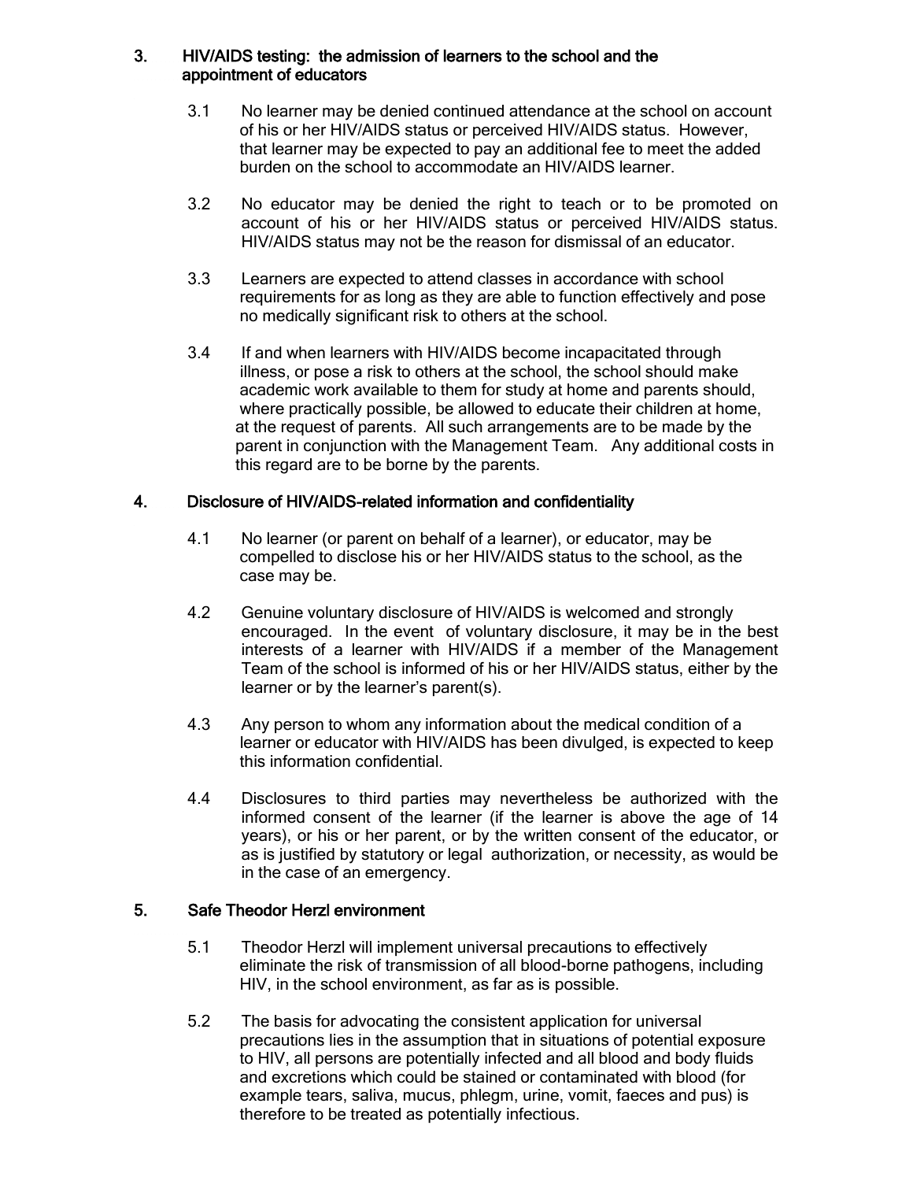## 3. HIV/AIDS testing: the admission of learners to the school and the appointment of educators

3.1 No learner may be denied continued attendance at the school on account of his or her HIV/AIDS status or perceived HIV/AIDS status. However, that learner may be expected to pay an additional fee to meet the added burden on the school to accommodate an HIV/AIDS learner.

3.2 No educator may be denied the right to teach or to be promoted on account of his or her HIV/AIDS status or perceived HIV/AIDS status. HIV/AIDS status may not be the reason for dismissal of an educator.

3.3 Learners are expected to attend classes in accordance with school requirements for as long as they are able to function effectively and pose no medically significant risk to others at the school.

3.4 If and when learners with HIV/AIDS become incapacitated through illness, or pose a risk to others at the school, the school should make academic work available to them for study at home and parents should, where practically possible, be allowed to educate their children at home, at the request of parents. All such arrangements are to be made by the parent in conjunction with the Management Team. Any additional costs in this regard are to be borne by the parents.

## 4. Disclosure of HIV/AIDS-related information and confidentiality

4.1 No learner (or parent on behalf of a learner), or educator, may be compelled to disclose his or her HIV/AIDS status to the school, as the case may be.

4.2 Genuine voluntary disclosure of HIV/AIDS is welcomed and strongly encouraged. In the event of voluntary disclosure, it may be in the best interests of a learner with HIV/AIDS if a member of the Management Team of the school is informed of his or her HIV/AIDS status, either by the learner or by the learner's parent(s).

4.3 Any person to whom any information about the medical condition of a learner or educator with HIV/AIDS has been divulged, is expected to keep this information confidential.

4.4 Disclosures to third parties may nevertheless be authorized with the informed consent of the learner (if the learner is above the age of 14 years), or his or her parent, or by the written consent of the educator, or as is justified by statutory or legal authorization, or necessity, as would be in the case of an emergency.

## 5. Safe Theodor Herzl environment

5.1 Theodor Herzl will implement universal precautions to effectively eliminate the risk of transmission of all blood-borne pathogens, including HIV, in the school environment, as far as is possible.

5.2 The basis for advocating the consistent application for universal precautions lies in the assumption that in situations of potential exposure to HIV, all persons are potentially infected and all blood and body fluids and excretions which could be stained or contaminated with blood (for example tears, saliva, mucus, phlegm, urine, vomit, faeces and pus) is therefore to be treated as potentially infectious.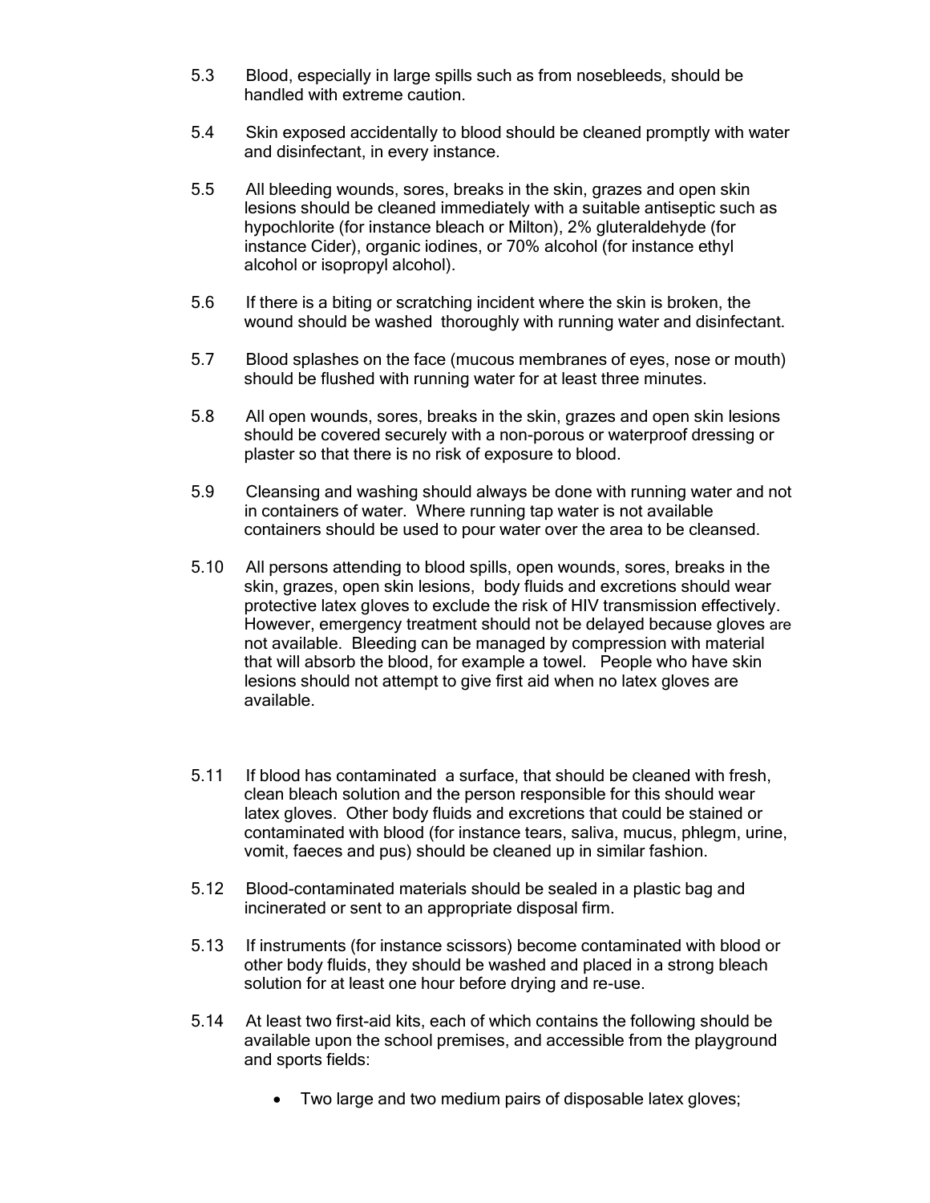5.3 Blood, especially in large spills such as from nosebleeds, should be handled with extreme caution.

5.4 Skin exposed accidentally to blood should be cleaned promptly with water and disinfectant, in every instance.

5.5 All bleeding wounds, sores, breaks in the skin, grazes and open skin lesions should be cleaned immediately with a suitable antiseptic such as hypochlorite (for instance bleach or Milton), 2% gluteraldehyde (for instance Cider), organic iodines, or 70% alcohol (for instance ethyl alcohol or isopropyl alcohol).

5.6 If there is a biting or scratching incident where the skin is broken, the wound should be washed thoroughly with running water and disinfectant.

5.7 Blood splashes on the face (mucous membranes of eyes, nose or mouth) should be flushed with running water for at least three minutes.

5.8 All open wounds, sores, breaks in the skin, grazes and open skin lesions should be covered securely with a non-porous or waterproof dressing or plaster so that there is no risk of exposure to blood.

5.9 Cleansing and washing should always be done with running water and not in containers of water. Where running tap water is not available containers should be used to pour water over the area to be cleansed.

5.10 All persons attending to blood spills, open wounds, sores, breaks in the skin, grazes, open skin lesions, body fluids and excretions should wear protective latex gloves to exclude the risk of HIV transmission effectively. However, emergency treatment should not be delayed because gloves are not available. Bleeding can be managed by compression with material that will absorb the blood, for example a towel. People who have skin lesions should not attempt to give first aid when no latex gloves are available.

5.11 If blood has contaminated a surface, that should be cleaned with fresh, clean bleach solution and the person responsible for this should wear latex gloves. Other body fluids and excretions that could be stained or contaminated with blood (for instance tears, saliva, mucus, phlegm, urine, vomit, faeces and pus) should be cleaned up in similar fashion.

5.12 Blood-contaminated materials should be sealed in a plastic bag and incinerated or sent to an appropriate disposal firm.

5.13 If instruments (for instance scissors) become contaminated with blood or other body fluids, they should be washed and placed in a strong bleach solution for at least one hour before drying and re-use.

5.14 At least two first-aid kits, each of which contains the following should be available upon the school premises, and accessible from the playground and sports fields:

- Two large and two medium pairs of disposable latex gloves;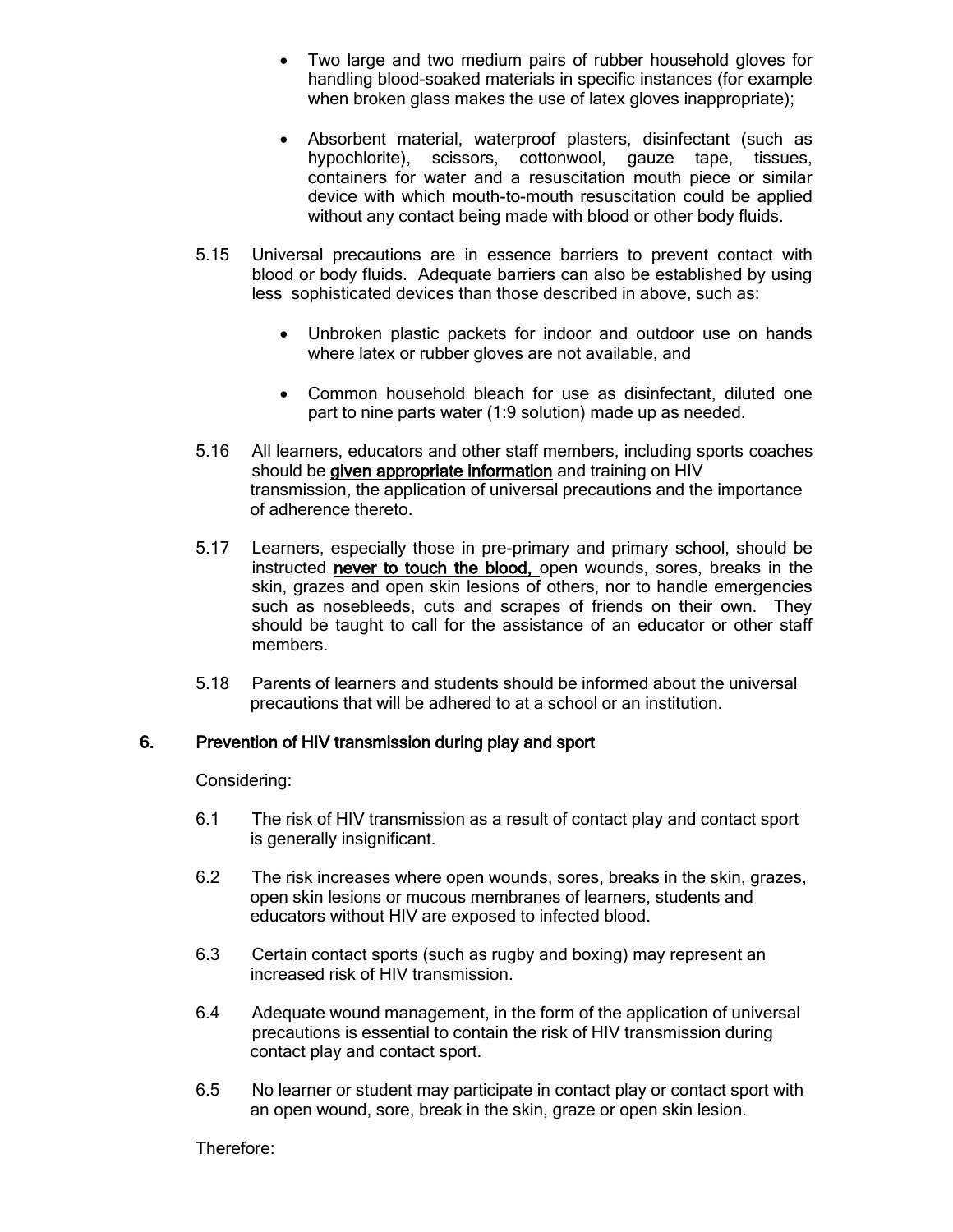- Two large and two medium pairs of rubber household gloves for handling blood-soaked materials in specific instances (for example when broken glass makes the use of latex gloves inappropriate);

- Absorbent material, waterproof plasters, disinfectant (such as hypochlorite), scissors, cottonwool, gauze tape, tissues, containers for water and a resuscitation mouth piece or similar device with which mouth-to-mouth resuscitation could be applied without any contact being made with blood or other body fluids.

5.15 Universal precautions are in essence barriers to prevent contact with blood or body fluids. Adequate barriers can also be established by using less sophisticated devices than those described in above, such as:

- Unbroken plastic packets for indoor and outdoor use on hands where latex or rubber gloves are not available, and

- Common household bleach for use as disinfectant, diluted one part to nine parts water (1:9 solution) made up as needed.

5.16 All learners, educators and other staff members, including sports coaches should be **given appropriate information** and training on HIV transmission, the application of universal precautions and the importance of adherence thereto.

5.17 Learners, especially those in pre-primary and primary school, should be instructed **never to touch the blood,** open wounds, sores, breaks in the skin, grazes and open skin lesions of others, nor to handle emergencies such as nosebleeds, cuts and scrapes of friends on their own. They should be taught to call for the assistance of an educator or other staff members.

5.18 Parents of learners and students should be informed about the universal precautions that will be adhered to at a school or an institution.

## 6. Prevention of HIV transmission during play and sport

Considering:

6.1 The risk of HIV transmission as a result of contact play and contact sport is generally insignificant.

6.2 The risk increases where open wounds, sores, breaks in the skin, grazes, open skin lesions or mucous membranes of learners, students and educators without HIV are exposed to infected blood.

6.3 Certain contact sports (such as rugby and boxing) may represent an increased risk of HIV transmission.

6.4 Adequate wound management, in the form of the application of universal precautions is essential to contain the risk of HIV transmission during contact play and contact sport.

6.5 No learner or student may participate in contact play or contact sport with an open wound, sore, break in the skin, graze or open skin lesion.

Therefore: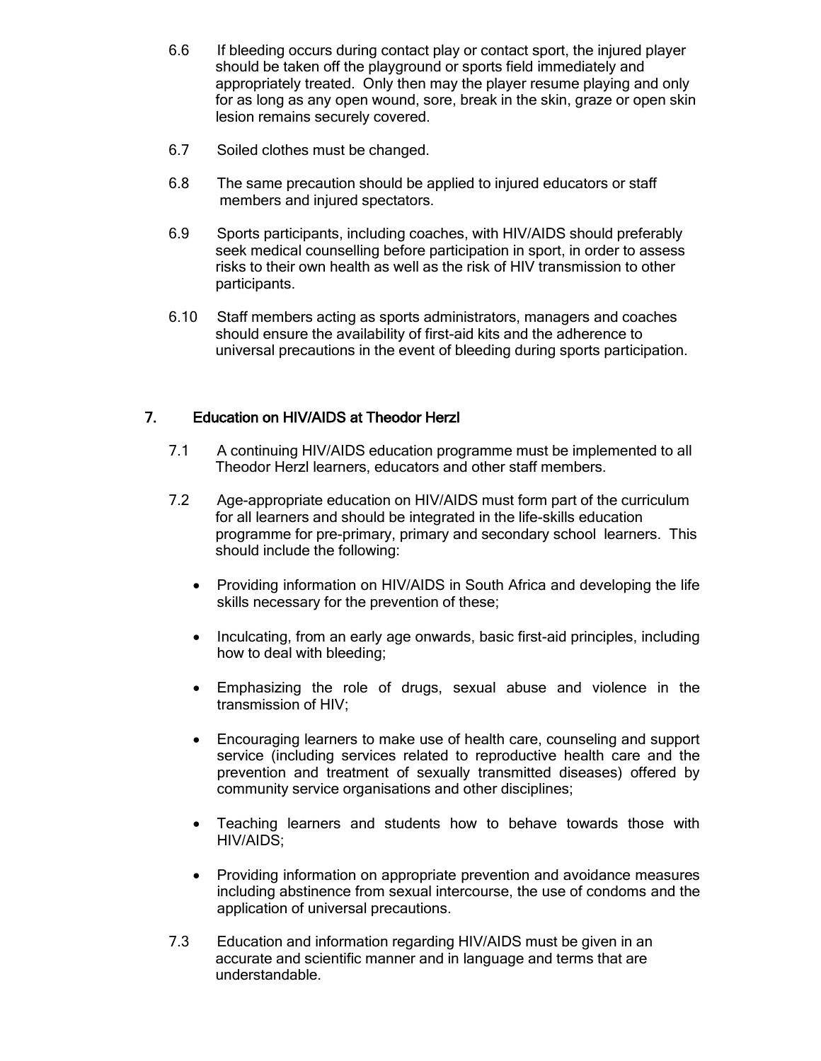6.6 If bleeding occurs during contact play or contact sport, the injured player should be taken off the playground or sports field immediately and appropriately treated. Only then may the player resume playing and only for as long as any open wound, sore, break in the skin, graze or open skin lesion remains securely covered.

6.7 Soiled clothes must be changed.

6.8 The same precaution should be applied to injured educators or staff members and injured spectators.

6.9 Sports participants, including coaches, with HIV/AIDS should preferably seek medical counselling before participation in sport, in order to assess risks to their own health as well as the risk of HIV transmission to other participants.

6.10 Staff members acting as sports administrators, managers and coaches should ensure the availability of first-aid kits and the adherence to universal precautions in the event of bleeding during sports participation.

## 7. Education on HIV/AIDS at Theodor Herzl

7.1 A continuing HIV/AIDS education programme must be implemented to all Theodor Herzl learners, educators and other staff members.

7.2 Age-appropriate education on HIV/AIDS must form part of the curriculum for all learners and should be integrated in the life-skills education programme for pre-primary, primary and secondary school learners. This should include the following:

- Providing information on HIV/AIDS in South Africa and developing the life skills necessary for the prevention of these;
- Inculcating, from an early age onwards, basic first-aid principles, including how to deal with bleeding;
- Emphasizing the role of drugs, sexual abuse and violence in the transmission of HIV;
- Encouraging learners to make use of health care, counseling and support service (including services related to reproductive health care and the prevention and treatment of sexually transmitted diseases) offered by community service organisations and other disciplines;
- Teaching learners and students how to behave towards those with HIV/AIDS;
- Providing information on appropriate prevention and avoidance measures including abstinence from sexual intercourse, the use of condoms and the application of universal precautions.

7.3 Education and information regarding HIV/AIDS must be given in an accurate and scientific manner and in language and terms that are understandable.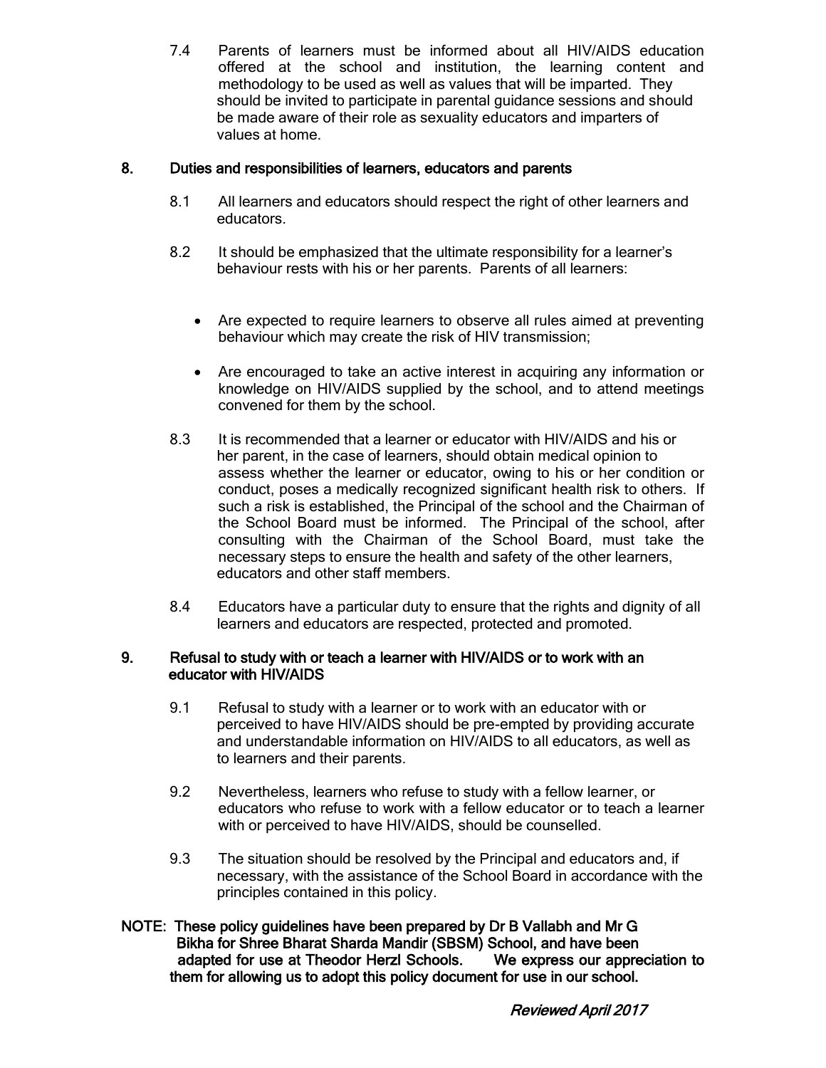7.4 Parents of learners must be informed about all HIV/AIDS education offered at the school and institution, the learning content and methodology to be used as well as values that will be imparted. They should be invited to participate in parental guidance sessions and should be made aware of their role as sexuality educators and imparters of values at home.

## 8. Duties and responsibilities of learners, educators and parents

8.1 All learners and educators should respect the right of other learners and educators.

8.2 It should be emphasized that the ultimate responsibility for a learner's behaviour rests with his or her parents. Parents of all learners:

- Are expected to require learners to observe all rules aimed at preventing behaviour which may create the risk of HIV transmission;
- Are encouraged to take an active interest in acquiring any information or knowledge on HIV/AIDS supplied by the school, and to attend meetings convened for them by the school.

8.3 It is recommended that a learner or educator with HIV/AIDS and his or her parent, in the case of learners, should obtain medical opinion to assess whether the learner or educator, owing to his or her condition or conduct, poses a medically recognized significant health risk to others. If such a risk is established, the Principal of the school and the Chairman of the School Board must be informed. The Principal of the school, after consulting with the Chairman of the School Board, must take the necessary steps to ensure the health and safety of the other learners, educators and other staff members.

8.4 Educators have a particular duty to ensure that the rights and dignity of all learners and educators are respected, protected and promoted.

## 9. Refusal to study with or teach a learner with HIV/AIDS or to work with an educator with HIV/AIDS

9.1 Refusal to study with a learner or to work with an educator with or perceived to have HIV/AIDS should be pre-empted by providing accurate and understandable information on HIV/AIDS to all educators, as well as to learners and their parents.

9.2 Nevertheless, learners who refuse to study with a fellow learner, or educators who refuse to work with a fellow educator or to teach a learner with or perceived to have HIV/AIDS, should be counselled.

9.3 The situation should be resolved by the Principal and educators and, if necessary, with the assistance of the School Board in accordance with the principles contained in this policy.

**NOTE: These policy guidelines have been prepared by Dr B Vallabh and Mr G Bikha for Shree Bharat Sharda Mandir (SBSM) School, and have been adapted for use at Theodor Herzl Schools. We express our appreciation to them for allowing us to adopt this policy document for use in our school.**

*Reviewed April 2017*